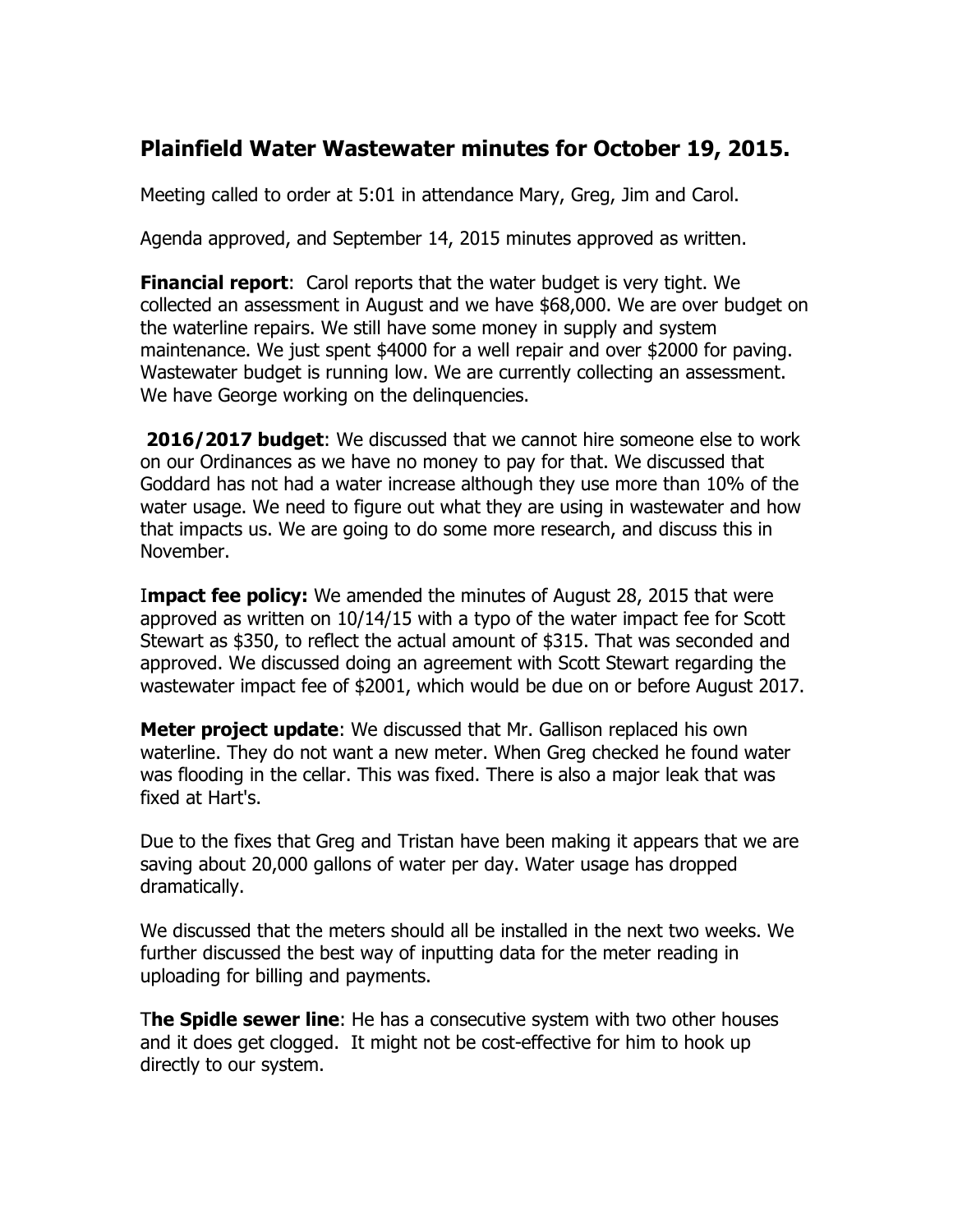## Plainfield Water Wastewater minutes for October 19, 2015.

Meeting called to order at 5:01 in attendance Mary, Greg, Jim and Carol.

Agenda approved, and September 14, 2015 minutes approved as written.

**Financial report**: Carol reports that the water budget is very tight. We collected an assessment in August and we have $68,000. We are over budget on the waterline repairs. We still have some money in supply and system maintenance. We just spent $4000 for a well repair and over $2000 for paving. Wastewater budget is running low. We are currently collecting an assessment. We have George working on the delinquencies.

**2016/2017 budget**: We discussed that we cannot hire someone else to work on our Ordinances as we have no money to pay for that. We discussed that Goddard has not had a water increase although they use more than 10% of the water usage. We need to figure out what they are using in wastewater and how that impacts us. We are going to do some more research, and discuss this in November.

I**mpact fee policy:** We amended the minutes of August 28, 2015 that were approved as written on 10/14/15 with a typo of the water impact fee for Scott Stewart as $350, to reflect the actual amount of $315. That was seconded and approved. We discussed doing an agreement with Scott Stewart regarding the wastewater impact fee of $2001, which would be due on or before August 2017.

**Meter project update**: We discussed that Mr. Gallison replaced his own waterline. They do not want a new meter. When Greg checked he found water was flooding in the cellar. This was fixed. There is also a major leak that was fixed at Hart's.

Due to the fixes that Greg and Tristan have been making it appears that we are saving about 20,000 gallons of water per day. Water usage has dropped dramatically.

We discussed that the meters should all be installed in the next two weeks. We further discussed the best way of inputting data for the meter reading in uploading for billing and payments.

T**he Spidle sewer line**: He has a consecutive system with two other houses and it does get clogged. It might not be cost-effective for him to hook up directly to our system.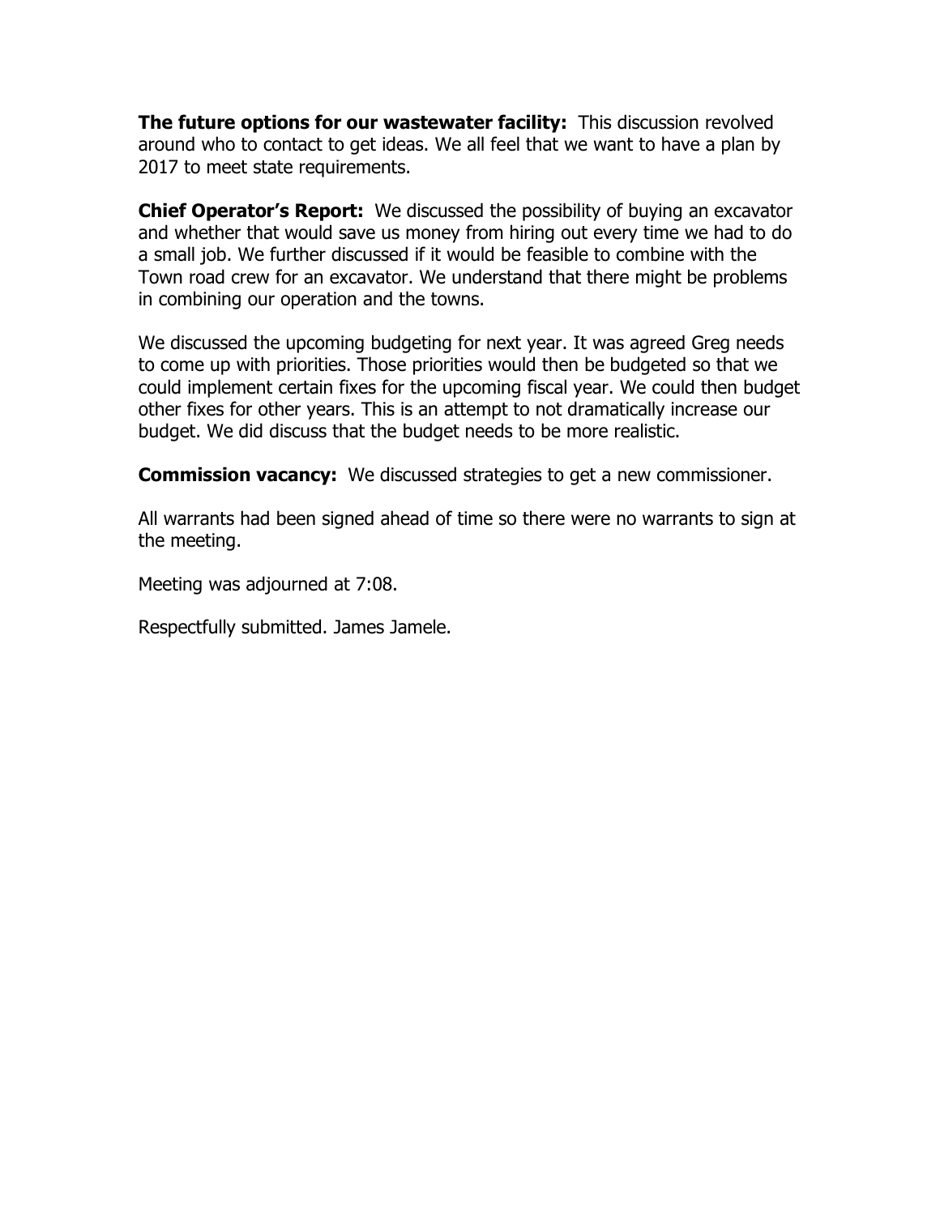**The future options for our wastewater facility:** This discussion revolved around who to contact to get ideas. We all feel that we want to have a plan by 2017 to meet state requirements.

**Chief Operator's Report:** We discussed the possibility of buying an excavator and whether that would save us money from hiring out every time we had to do a small job. We further discussed if it would be feasible to combine with the Town road crew for an excavator. We understand that there might be problems in combining our operation and the towns.

We discussed the upcoming budgeting for next year. It was agreed Greg needs to come up with priorities. Those priorities would then be budgeted so that we could implement certain fixes for the upcoming fiscal year. We could then budget other fixes for other years. This is an attempt to not dramatically increase our budget. We did discuss that the budget needs to be more realistic.

**Commission vacancy:** We discussed strategies to get a new commissioner.

All warrants had been signed ahead of time so there were no warrants to sign at the meeting.

Meeting was adjourned at 7:08.

Respectfully submitted. James Jamele.